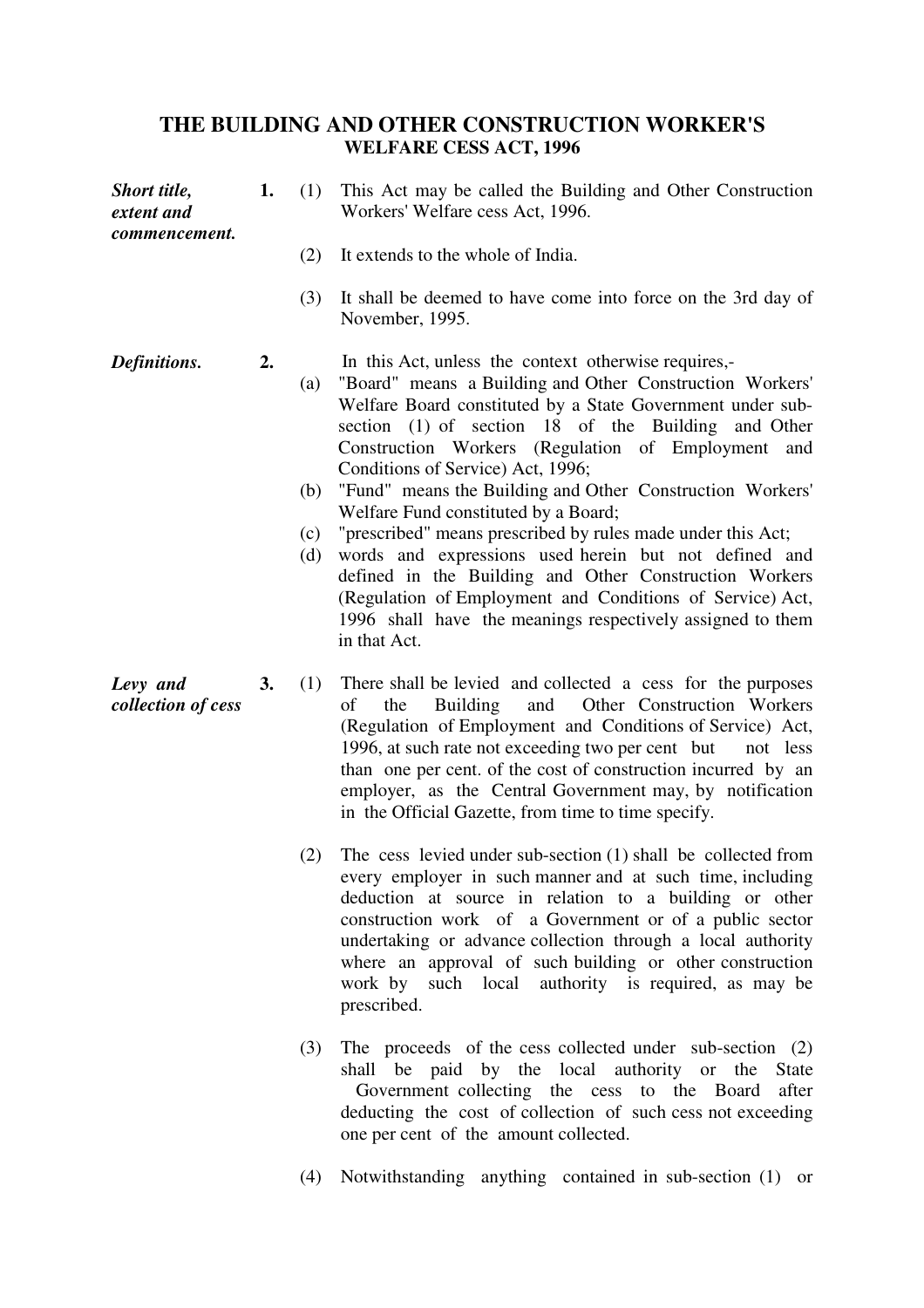# THE BUILDING AND OTHER CONSTRUCTION WORKER'S WELFARE CESS ACT, 1996

***Short title, extent and commencement.***

**1.** (1) This Act may be called the Building and Other Construction Workers' Welfare cess Act, 1996.

(2) It extends to the whole of India.

(3) It shall be deemed to have come into force on the 3rd day of November, 1995.

***Definitions.***

**2.** In this Act, unless the context otherwise requires,-

(a) "Board" means a Building and Other Construction Workers' Welfare Board constituted by a State Government under sub-section (1) of section 18 of the Building and Other Construction Workers (Regulation of Employment and Conditions of Service) Act, 1996;

(b) "Fund" means the Building and Other Construction Workers' Welfare Fund constituted by a Board;

(c) "prescribed" means prescribed by rules made under this Act;

(d) words and expressions used herein but not defined and defined in the Building and Other Construction Workers (Regulation of Employment and Conditions of Service) Act, 1996 shall have the meanings respectively assigned to them in that Act.

***Levy and collection of cess***

**3.** (1) There shall be levied and collected a cess for the purposes of the Building and Other Construction Workers (Regulation of Employment and Conditions of Service) Act, 1996, at such rate not exceeding two per cent but not less than one per cent. of the cost of construction incurred by an employer, as the Central Government may, by notification in the Official Gazette, from time to time specify.

(2) The cess levied under sub-section (1) shall be collected from every employer in such manner and at such time, including deduction at source in relation to a building or other construction work of a Government or of a public sector undertaking or advance collection through a local authority where an approval of such building or other construction work by such local authority is required, as may be prescribed.

(3) The proceeds of the cess collected under sub-section (2) shall be paid by the local authority or the State Government collecting the cess to the Board after deducting the cost of collection of such cess not exceeding one per cent of the amount collected.

(4) Notwithstanding anything contained in sub-section (1) or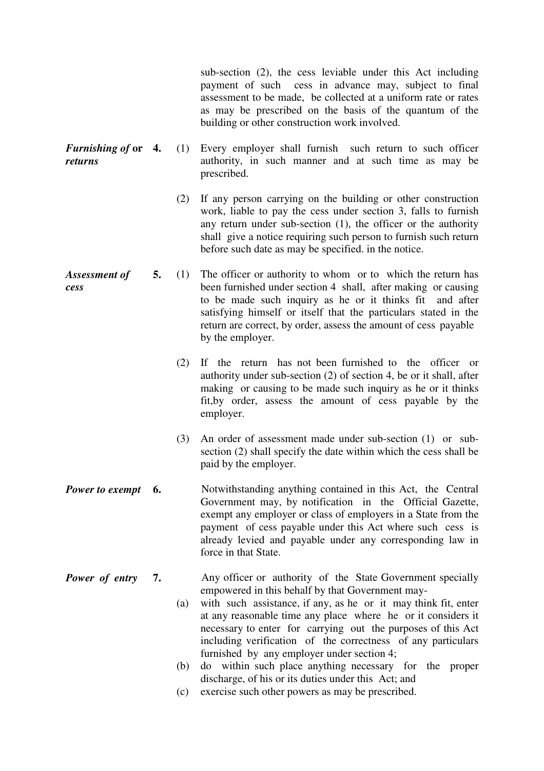sub-section (2), the cess leviable under this Act including payment of such cess in advance may, subject to final assessment to be made, be collected at a uniform rate or rates as may be prescribed on the basis of the quantum of the building or other construction work involved.

***Furnishing of* or *returns***

**4.** (1) Every employer shall furnish such return to such officer authority, in such manner and at such time as may be prescribed.

(2) If any person carrying on the building or other construction work, liable to pay the cess under section 3, falls to furnish any return under sub-section (1), the officer or the authority shall give a notice requiring such person to furnish such return before such date as may be specified. in the notice.

***Assessment of cess***

**5.** (1) The officer or authority to whom or to which the return has been furnished under section 4 shall, after making or causing to be made such inquiry as he or it thinks fit and after satisfying himself or itself that the particulars stated in the return are correct, by order, assess the amount of cess payable by the employer.

(2) If the return has not been furnished to the officer or authority under sub-section (2) of section 4, be or it shall, after making or causing to be made such inquiry as he or it thinks fit,by order, assess the amount of cess payable by the employer.

(3) An order of assessment made under sub-section (1) or sub-section (2) shall specify the date within which the cess shall be paid by the employer.

***Power to exempt***

**6.** Notwithstanding anything contained in this Act, the Central Government may, by notification in the Official Gazette, exempt any employer or class of employers in a State from the payment of cess payable under this Act where such cess is already levied and payable under any corresponding law in force in that State.

***Power of entry***

**7.** Any officer or authority of the State Government specially empowered in this behalf by that Government may-

(a) with such assistance, if any, as he or it may think fit, enter at any reasonable time any place where he or it considers it necessary to enter for carrying out the purposes of this Act including verification of the correctness of any particulars furnished by any employer under section 4;

(b) do within such place anything necessary for the proper discharge, of his or its duties under this Act; and

(c) exercise such other powers as may be prescribed.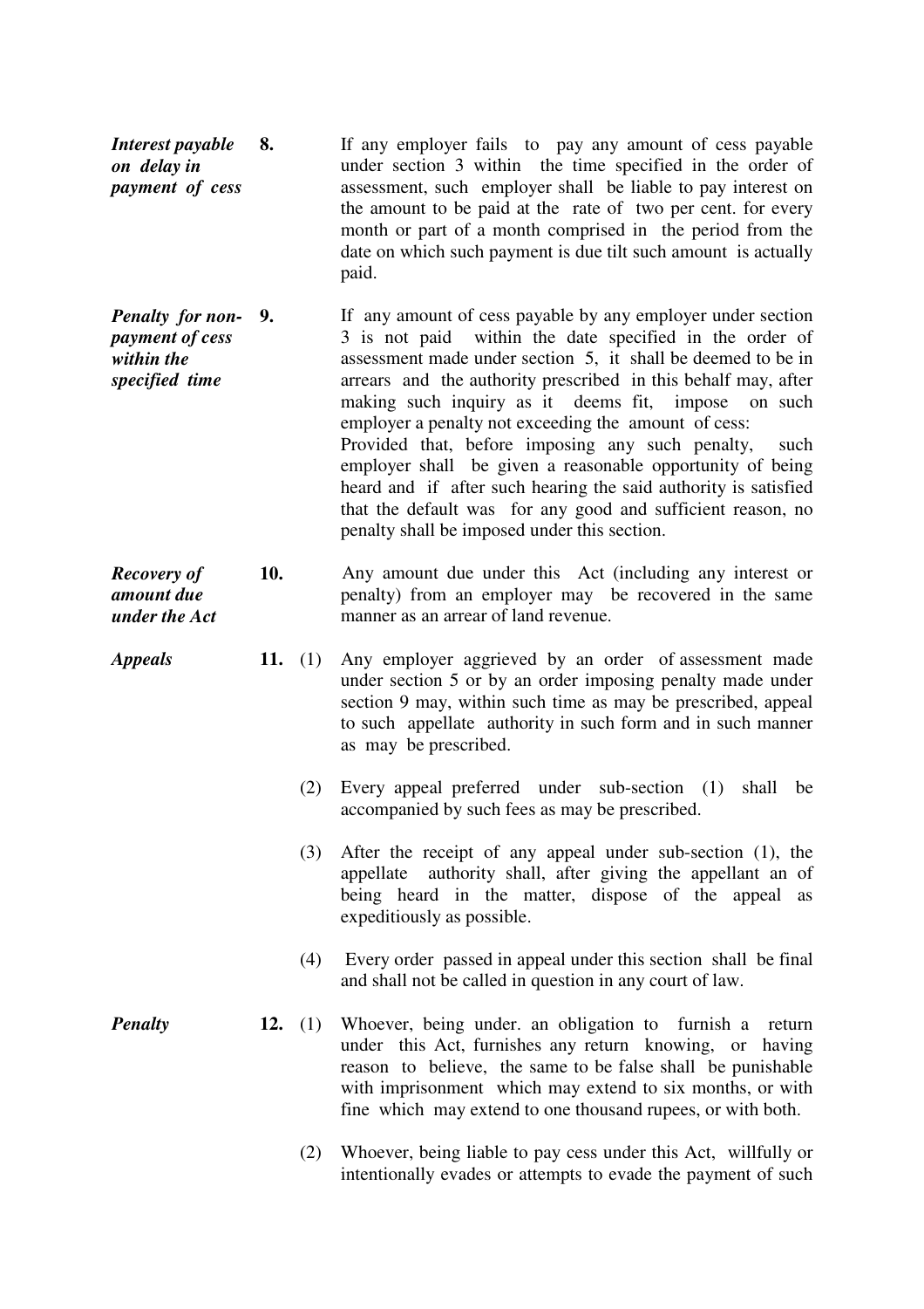***Interest payable on delay in payment of cess***

**8.** If any employer fails to pay any amount of cess payable under section 3 within the time specified in the order of assessment, such employer shall be liable to pay interest on the amount to be paid at the rate of two per cent. for every month or part of a month comprised in the period from the date on which such payment is due tilt such amount is actually paid.

***Penalty for non-payment of cess within the specified time***

**9.** If any amount of cess payable by any employer under section 3 is not paid within the date specified in the order of assessment made under section 5, it shall be deemed to be in arrears and the authority prescribed in this behalf may, after making such inquiry as it deems fit, impose on such employer a penalty not exceeding the amount of cess:

Provided that, before imposing any such penalty, such employer shall be given a reasonable opportunity of being heard and if after such hearing the said authority is satisfied that the default was for any good and sufficient reason, no penalty shall be imposed under this section.

***Recovery of amount due under the Act***

**10.** Any amount due under this Act (including any interest or penalty) from an employer may be recovered in the same manner as an arrear of land revenue.

***Appeals***

**11.** (1) Any employer aggrieved by an order of assessment made under section 5 or by an order imposing penalty made under section 9 may, within such time as may be prescribed, appeal to such appellate authority in such form and in such manner as may be prescribed.

(2) Every appeal preferred under sub-section (1) shall be accompanied by such fees as may be prescribed.

(3) After the receipt of any appeal under sub-section (1), the appellate authority shall, after giving the appellant an of being heard in the matter, dispose of the appeal as expeditiously as possible.

(4) Every order passed in appeal under this section shall be final and shall not be called in question in any court of law.

***Penalty***

**12.** (1) Whoever, being under. an obligation to furnish a return under this Act, furnishes any return knowing, or having reason to believe, the same to be false shall be punishable with imprisonment which may extend to six months, or with fine which may extend to one thousand rupees, or with both.

(2) Whoever, being liable to pay cess under this Act, willfully or intentionally evades or attempts to evade the payment of such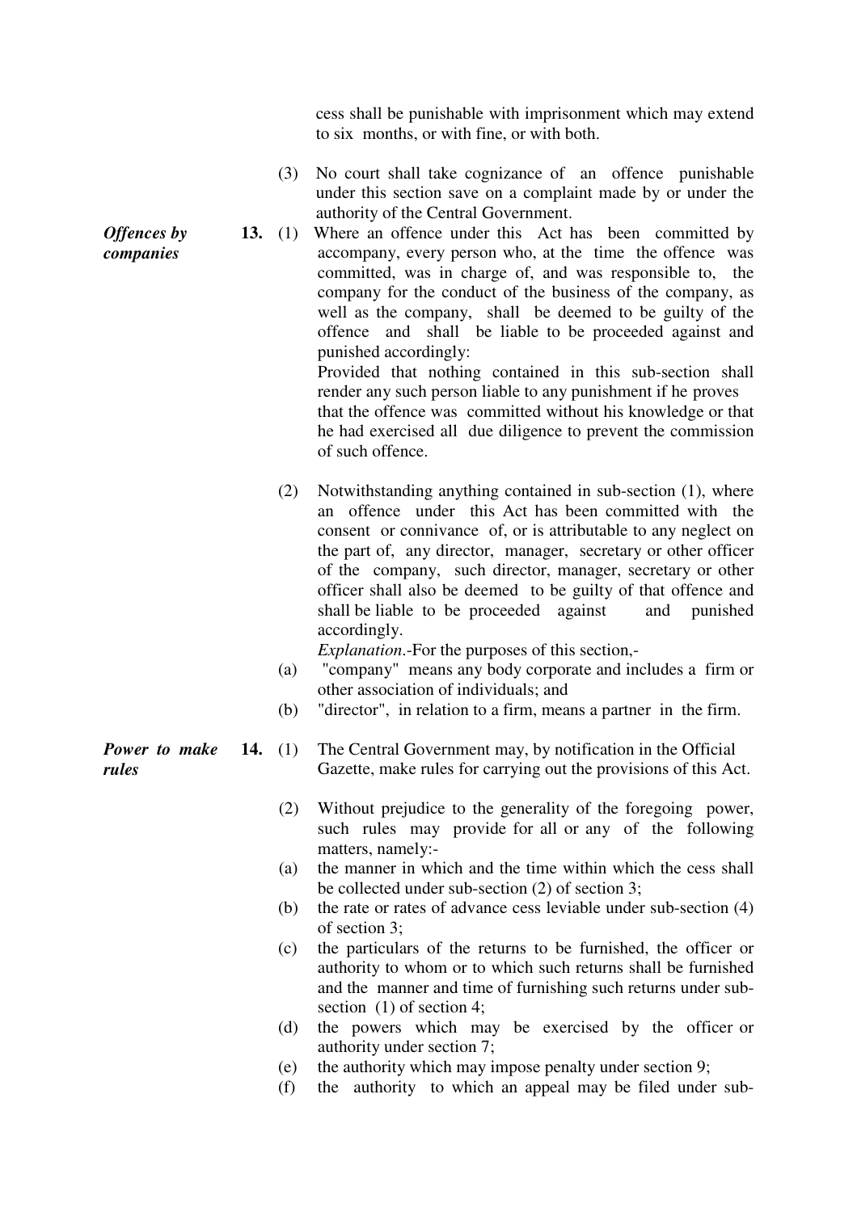cess shall be punishable with imprisonment which may extend to six months, or with fine, or with both.

(3) No court shall take cognizance of an offence punishable under this section save on a complaint made by or under the authority of the Central Government.

***Offences by companies***

**13.** (1) Where an offence under this Act has been committed by accompany, every person who, at the time the offence was committed, was in charge of, and was responsible to, the company for the conduct of the business of the company, as well as the company, shall be deemed to be guilty of the offence and shall be liable to be proceeded against and punished accordingly:

Provided that nothing contained in this sub-section shall render any such person liable to any punishment if he proves that the offence was committed without his knowledge or that he had exercised all due diligence to prevent the commission of such offence.

(2) Notwithstanding anything contained in sub-section (1), where an offence under this Act has been committed with the consent or connivance of, or is attributable to any neglect on the part of, any director, manager, secretary or other officer of the company, such director, manager, secretary or other officer shall also be deemed to be guilty of that offence and shall be liable to be proceeded against and punished accordingly.

*Explanation*.-For the purposes of this section,-

(a) "company" means any body corporate and includes a firm or other association of individuals; and

(b) "director", in relation to a firm, means a partner in the firm.

***Power to make rules***

**14.** (1) The Central Government may, by notification in the Official Gazette, make rules for carrying out the provisions of this Act.

(2) Without prejudice to the generality of the foregoing power, such rules may provide for all or any of the following matters, namely:-

(a) the manner in which and the time within which the cess shall be collected under sub-section (2) of section 3;

(b) the rate or rates of advance cess leviable under sub-section (4) of section 3;

(c) the particulars of the returns to be furnished, the officer or authority to whom or to which such returns shall be furnished and the manner and time of furnishing such returns under sub-section (1) of section 4;

(d) the powers which may be exercised by the officer or authority under section 7;

(e) the authority which may impose penalty under section 9;

(f) the authority to which an appeal may be filed under sub-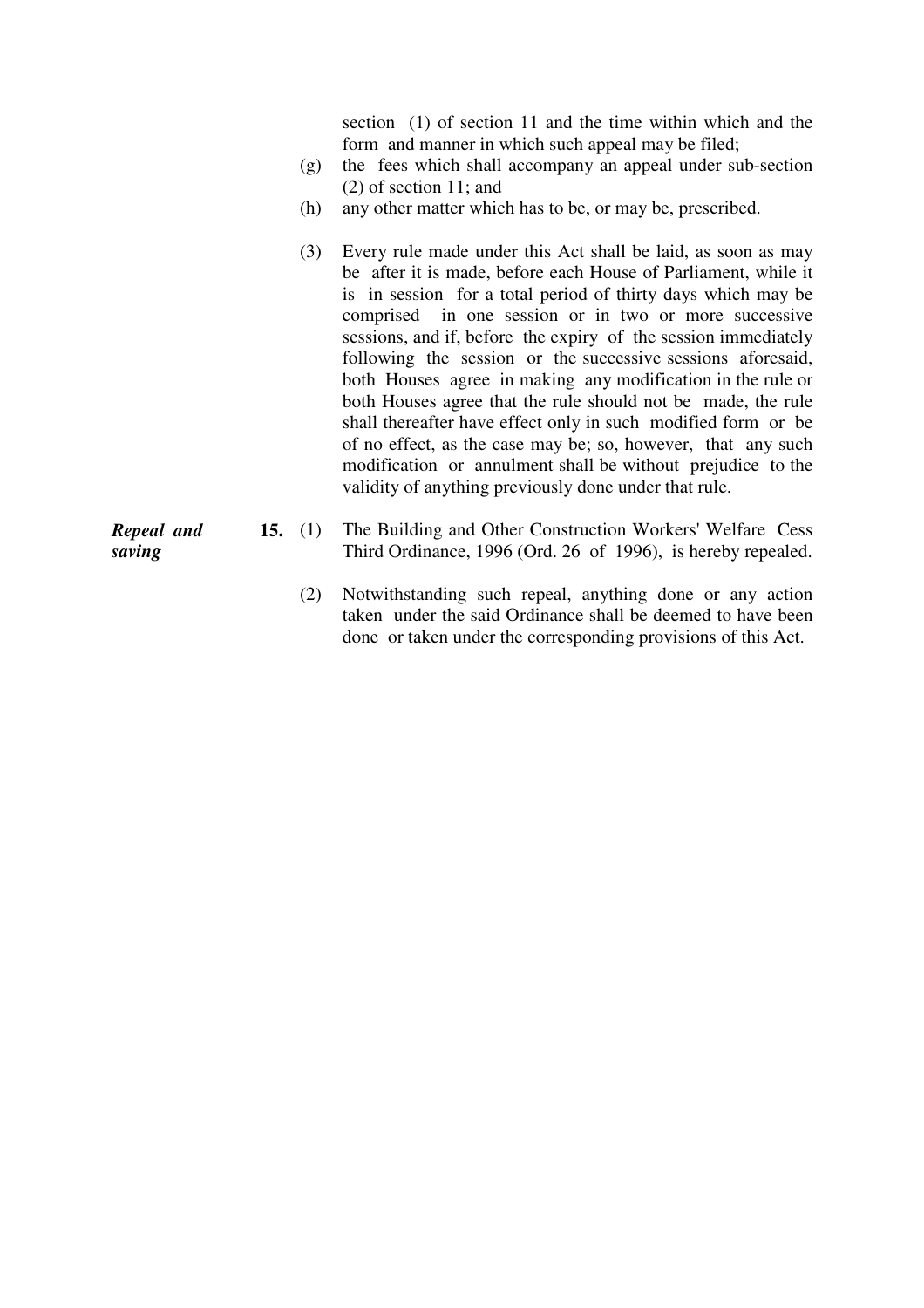section (1) of section 11 and the time within which and the form and manner in which such appeal may be filed;

(g) the fees which shall accompany an appeal under sub-section (2) of section 11; and

(h) any other matter which has to be, or may be, prescribed.

(3) Every rule made under this Act shall be laid, as soon as may be after it is made, before each House of Parliament, while it is in session for a total period of thirty days which may be comprised in one session or in two or more successive sessions, and if, before the expiry of the session immediately following the session or the successive sessions aforesaid, both Houses agree in making any modification in the rule or both Houses agree that the rule should not be made, the rule shall thereafter have effect only in such modified form or be of no effect, as the case may be; so, however, that any such modification or annulment shall be without prejudice to the validity of anything previously done under that rule.

***Repeal and saving***

**15.** (1) The Building and Other Construction Workers' Welfare Cess Third Ordinance, 1996 (Ord. 26 of 1996), is hereby repealed.

(2) Notwithstanding such repeal, anything done or any action taken under the said Ordinance shall be deemed to have been done or taken under the corresponding provisions of this Act.